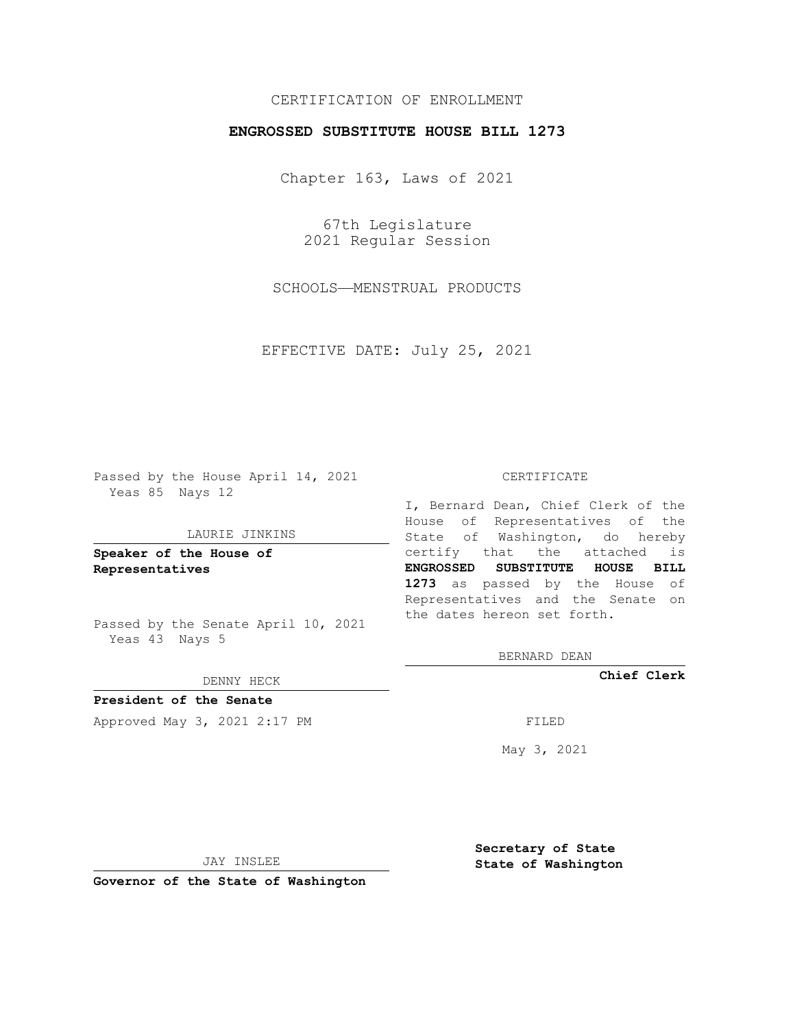CERTIFICATION OF ENROLLMENT

**ENGROSSED SUBSTITUTE HOUSE BILL 1273**

Chapter 163, Laws of 2021

67th Legislature
2021 Regular Session

SCHOOLS—MENSTRUAL PRODUCTS

EFFECTIVE DATE: July 25, 2021

Passed by the House April 14, 2021
Yeas 85 Nays 12

LAURIE JINKINS

**Speaker of the House of Representatives**

Passed by the Senate April 10, 2021
Yeas 43 Nays 5

DENNY HECK

**President of the Senate**

Approved May 3, 2021 2:17 PM

JAY INSLEE

**Governor of the State of Washington**

CERTIFICATE

I, Bernard Dean, Chief Clerk of the House of Representatives of the State of Washington, do hereby certify that the attached is **ENGROSSED SUBSTITUTE HOUSE BILL 1273** as passed by the House of Representatives and the Senate on the dates hereon set forth.

BERNARD DEAN

**Chief Clerk**

FILED

May 3, 2021

**Secretary of State**
**State of Washington**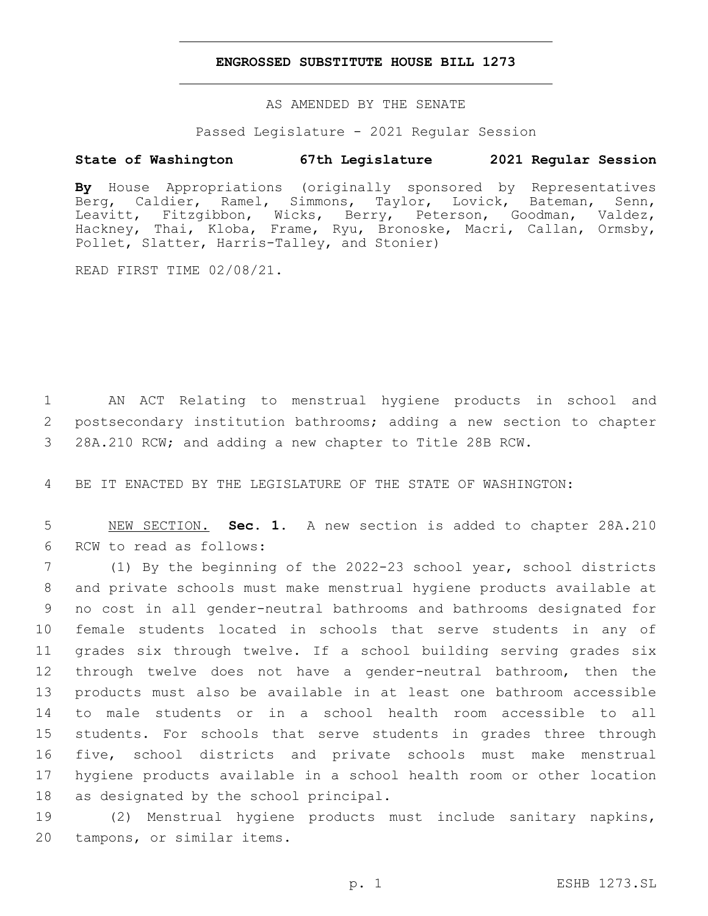# ENGROSSED SUBSTITUTE HOUSE BILL 1273

AS AMENDED BY THE SENATE

Passed Legislature - 2021 Regular Session

**State of Washington 67th Legislature 2021 Regular Session**

**By** House Appropriations (originally sponsored by Representatives Berg, Caldier, Ramel, Simmons, Taylor, Lovick, Bateman, Senn, Leavitt, Fitzgibbon, Wicks, Berry, Peterson, Goodman, Valdez, Hackney, Thai, Kloba, Frame, Ryu, Bronoske, Macri, Callan, Ormsby, Pollet, Slatter, Harris-Talley, and Stonier)

READ FIRST TIME 02/08/21.

1 AN ACT Relating to menstrual hygiene products in school and 2 postsecondary institution bathrooms; adding a new section to chapter 3 28A.210 RCW; and adding a new chapter to Title 28B RCW.

4 BE IT ENACTED BY THE LEGISLATURE OF THE STATE OF WASHINGTON:

5 NEW SECTION. **Sec. 1.** A new section is added to chapter 28A.210 6 RCW to read as follows:

7 (1) By the beginning of the 2022-23 school year, school districts 8 and private schools must make menstrual hygiene products available at 9 no cost in all gender-neutral bathrooms and bathrooms designated for 10 female students located in schools that serve students in any of 11 grades six through twelve. If a school building serving grades six 12 through twelve does not have a gender-neutral bathroom, then the 13 products must also be available in at least one bathroom accessible 14 to male students or in a school health room accessible to all 15 students. For schools that serve students in grades three through 16 five, school districts and private schools must make menstrual 17 hygiene products available in a school health room or other location 18 as designated by the school principal.

19 (2) Menstrual hygiene products must include sanitary napkins, 20 tampons, or similar items.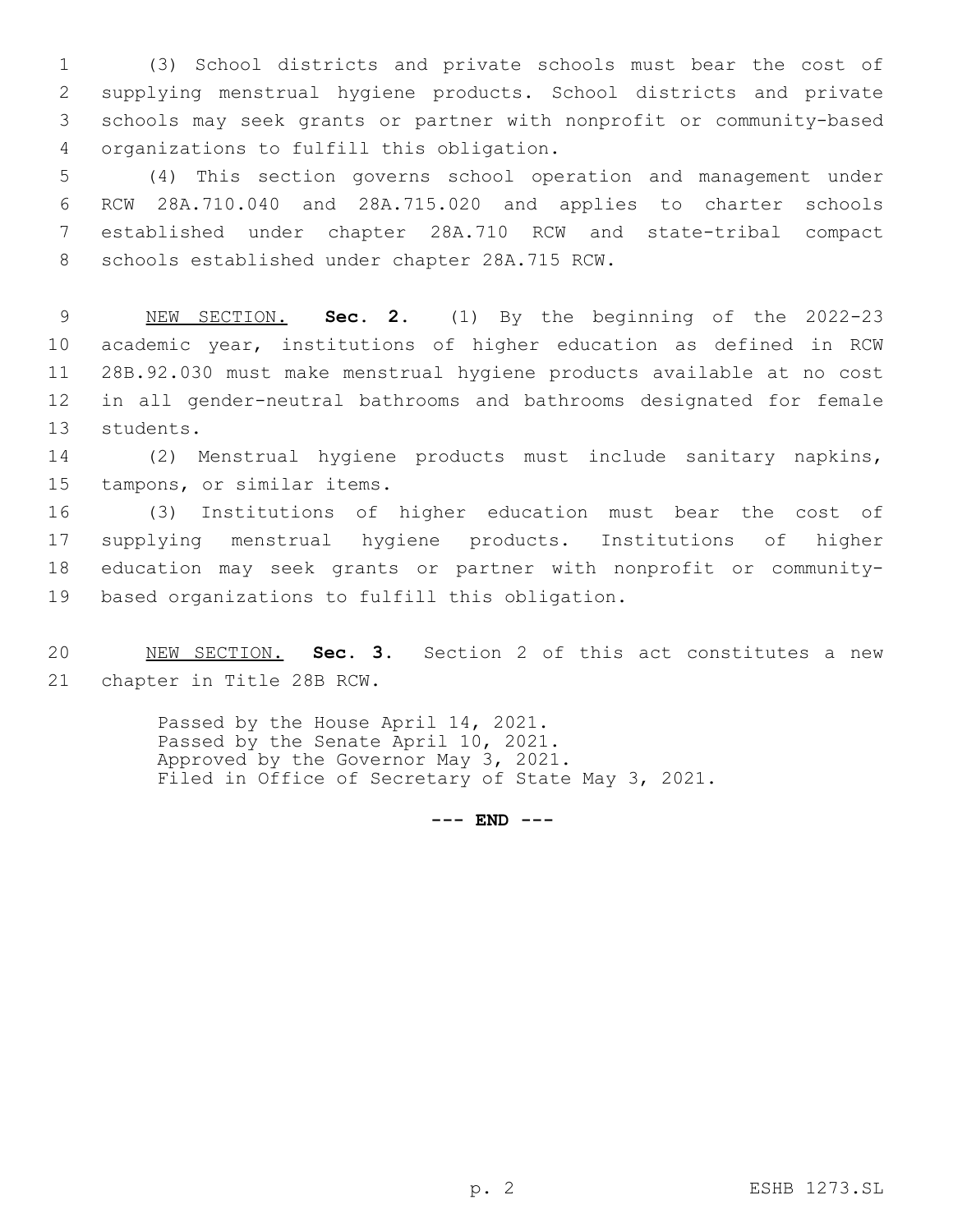(3) School districts and private schools must bear the cost of supplying menstrual hygiene products. School districts and private schools may seek grants or partner with nonprofit or community-based organizations to fulfill this obligation.

(4) This section governs school operation and management under RCW 28A.710.040 and 28A.715.020 and applies to charter schools established under chapter 28A.710 RCW and state-tribal compact schools established under chapter 28A.715 RCW.

NEW SECTION. **Sec. 2.** (1) By the beginning of the 2022-23 academic year, institutions of higher education as defined in RCW 28B.92.030 must make menstrual hygiene products available at no cost in all gender-neutral bathrooms and bathrooms designated for female students.

(2) Menstrual hygiene products must include sanitary napkins, tampons, or similar items.

(3) Institutions of higher education must bear the cost of supplying menstrual hygiene products. Institutions of higher education may seek grants or partner with nonprofit or community-based organizations to fulfill this obligation.

NEW SECTION. **Sec. 3.** Section 2 of this act constitutes a new chapter in Title 28B RCW.

Passed by the House April 14, 2021.
Passed by the Senate April 10, 2021.
Approved by the Governor May 3, 2021.
Filed in Office of Secretary of State May 3, 2021.

**--- END ---**